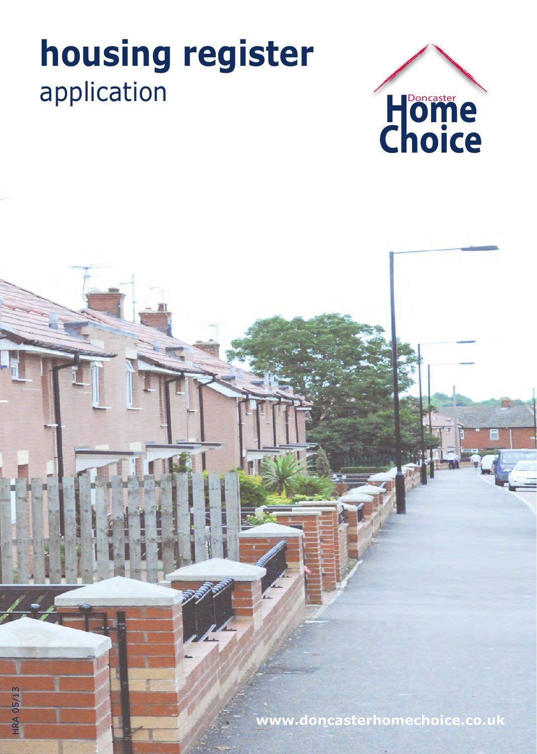# housing register
application

Doncaster
Home
Choice

HRA 05/13

www.doncasterhomechoice.co.uk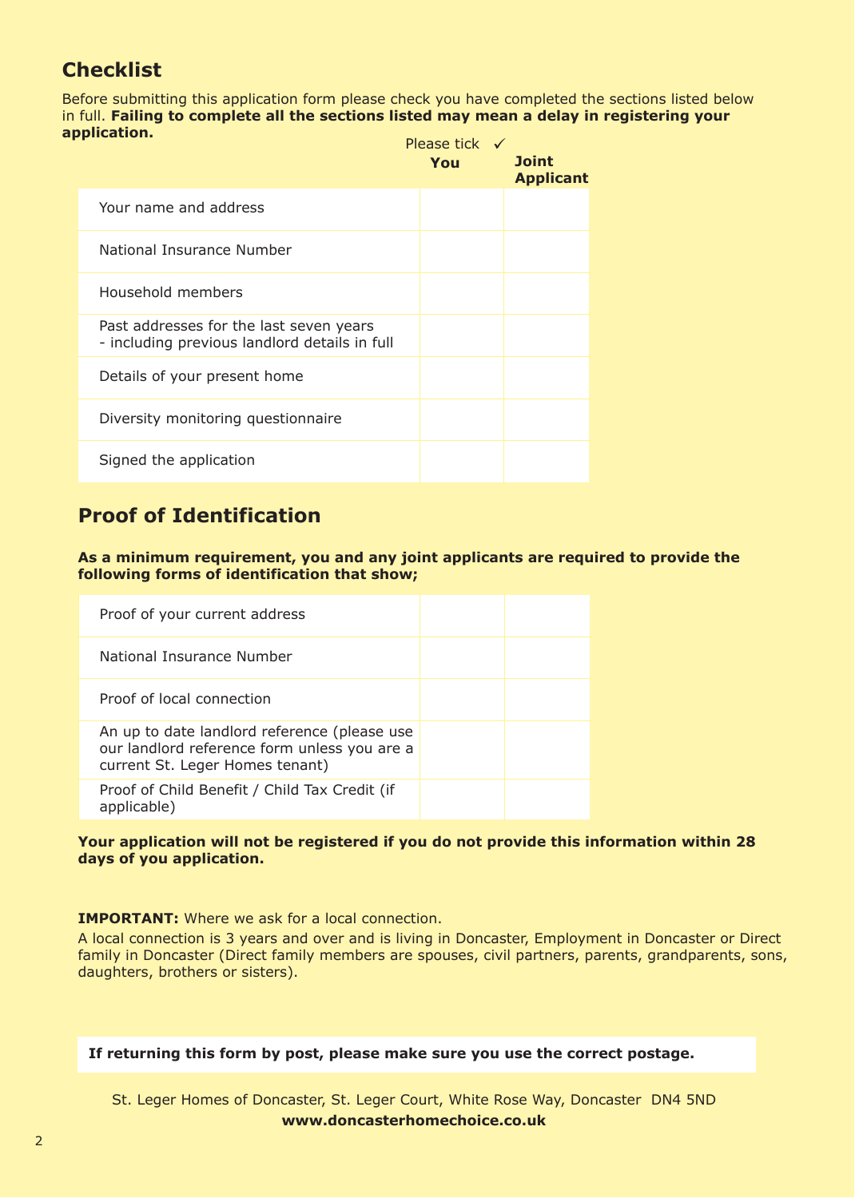## Checklist

Before submitting this application form please check you have completed the sections listed below in full. **Failing to complete all the sections listed may mean a delay in registering your application.**

Please tick ✓

| | You | Joint Applicant |
|---|---|---|
| Your name and address | | |
| National Insurance Number | | |
| Household members | | |
| Past addresses for the last seven years - including previous landlord details in full | | |
| Details of your present home | | |
| Diversity monitoring questionnaire | | |
| Signed the application | | |

## Proof of Identification

**As a minimum requirement, you and any joint applicants are required to provide the following forms of identification that show;**

| | | |
|---|---|---|
| Proof of your current address | | |
| National Insurance Number | | |
| Proof of local connection | | |
| An up to date landlord reference (please use our landlord reference form unless you are a current St. Leger Homes tenant) | | |
| Proof of Child Benefit / Child Tax Credit (if applicable) | | |

**Your application will not be registered if you do not provide this information within 28 days of you application.**

**IMPORTANT:** Where we ask for a local connection.

A local connection is 3 years and over and is living in Doncaster, Employment in Doncaster or Direct family in Doncaster (Direct family members are spouses, civil partners, parents, grandparents, sons, daughters, brothers or sisters).

**If returning this form by post, please make sure you use the correct postage.**

St. Leger Homes of Doncaster, St. Leger Court, White Rose Way, Doncaster DN4 5ND

**www.doncasterhomechoice.co.uk**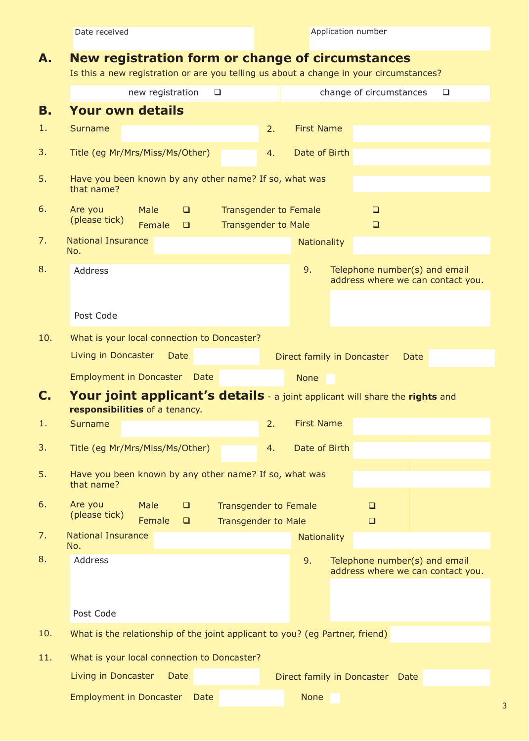Date received | Application number

## A. New registration form or change of circumstances

Is this a new registration or are you telling us about a change in your circumstances?

| new registration ❑ | change of circumstances ❑ |
|---|---|

## B. Your own details

1. Surname
2. First Name
3. Title (eg Mr/Mrs/Miss/Ms/Other)
4. Date of Birth
5. Have you been known by any other name? If so, what was that name?
6. Are you (please tick) Male ❑ Female ❑ Transgender to Female ❑ Transgender to Male ❑
7. National Insurance No. Nationality
8. Address

   Post Code
9. Telephone number(s) and email address where we can contact you.
10. What is your local connection to Doncaster?

    Living in Doncaster Date Direct family in Doncaster Date

    Employment in Doncaster Date None

## C. Your joint applicant's details - a joint applicant will share the **rights** and **responsibilities** of a tenancy.

1. Surname
2. First Name
3. Title (eg Mr/Mrs/Miss/Ms/Other)
4. Date of Birth
5. Have you been known by any other name? If so, what was that name?
6. Are you (please tick) Male ❑ Female ❑ Transgender to Female ❑ Transgender to Male ❑
7. National Insurance No. Nationality
8. Address

   Post Code
9. Telephone number(s) and email address where we can contact you.
10. What is the relationship of the joint applicant to you? (eg Partner, friend)
11. What is your local connection to Doncaster?

    Living in Doncaster Date Direct family in Doncaster Date

    Employment in Doncaster Date None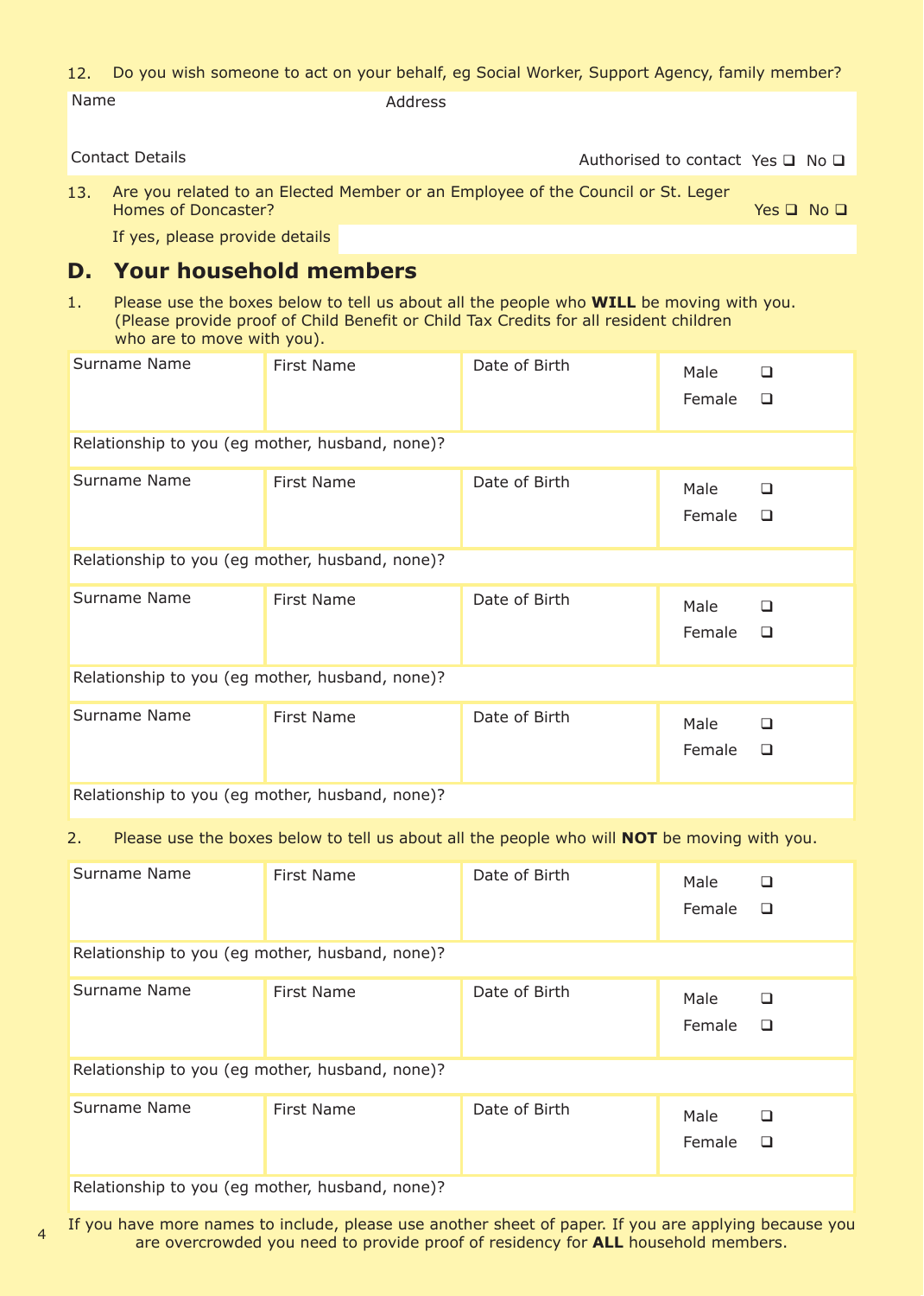12. Do you wish someone to act on your behalf, eg Social Worker, Support Agency, family member?

| Name | Address |
|---|---|
| Contact Details | Authorised to contact Yes ❑ No ❑ |

13. Are you related to an Elected Member or an Employee of the Council or St. Leger Homes of Doncaster? Yes ❑ No ❑

If yes, please provide details

## D. Your household members

1. Please use the boxes below to tell us about all the people who **WILL** be moving with you. (Please provide proof of Child Benefit or Child Tax Credits for all resident children who are to move with you).

| Surname Name | First Name | Date of Birth | Male ❑ Female ❑ |
|---|---|---|---|
| Relationship to you (eg mother, husband, none)? | | | |
| Surname Name | First Name | Date of Birth | Male ❑ Female ❑ |
| Relationship to you (eg mother, husband, none)? | | | |
| Surname Name | First Name | Date of Birth | Male ❑ Female ❑ |
| Relationship to you (eg mother, husband, none)? | | | |
| Surname Name | First Name | Date of Birth | Male ❑ Female ❑ |
| Relationship to you (eg mother, husband, none)? | | | |

2. Please use the boxes below to tell us about all the people who will **NOT** be moving with you.

| Surname Name | First Name | Date of Birth | Male ❑ Female ❑ |
|---|---|---|---|
| Relationship to you (eg mother, husband, none)? | | | |
| Surname Name | First Name | Date of Birth | Male ❑ Female ❑ |
| Relationship to you (eg mother, husband, none)? | | | |
| Surname Name | First Name | Date of Birth | Male ❑ Female ❑ |
| Relationship to you (eg mother, husband, none)? | | | |

If you have more names to include, please use another sheet of paper. If you are applying because you are overcrowded you need to provide proof of residency for **ALL** household members.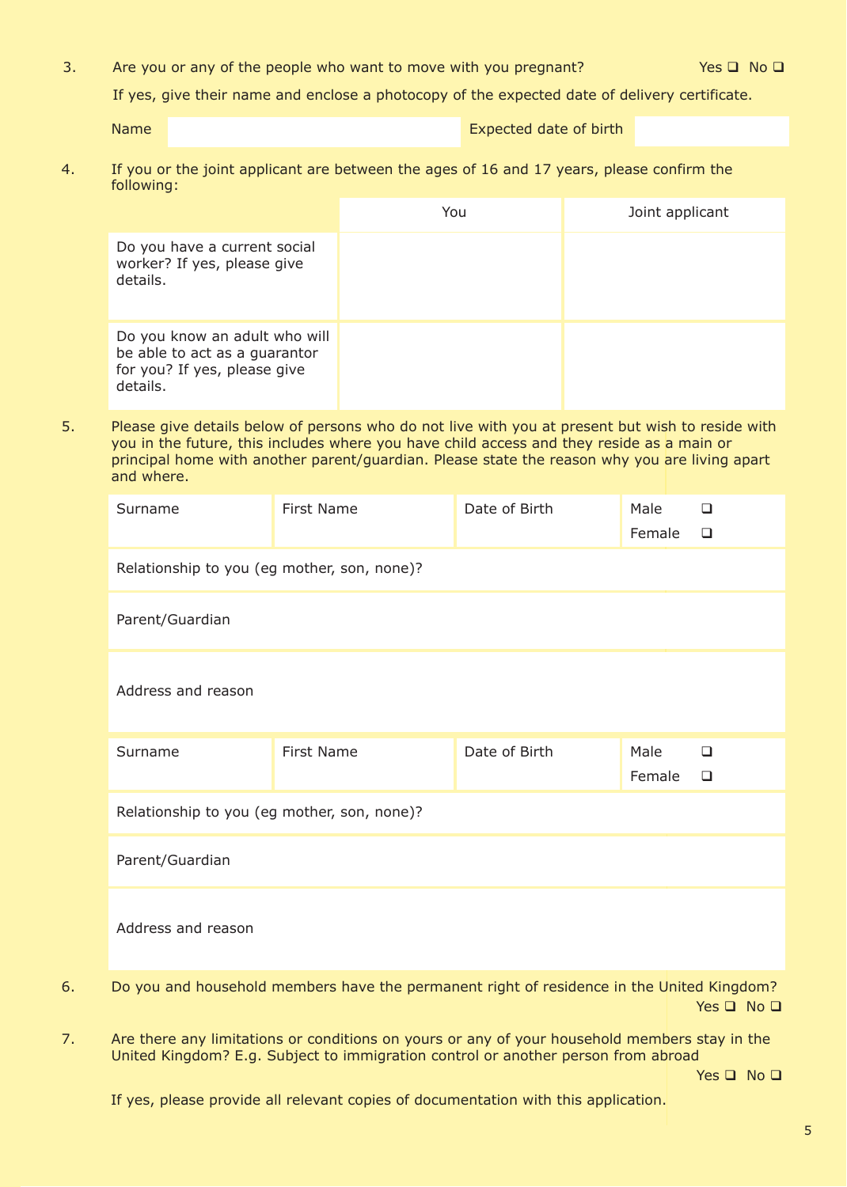3. Are you or any of the people who want to move with you pregnant? Yes ❑ No ❑

   If yes, give their name and enclose a photocopy of the expected date of delivery certificate.

| Name | | Expected date of birth | |
|---|---|---|---|

4. If you or the joint applicant are between the ages of 16 and 17 years, please confirm the following:

| | You | Joint applicant |
|---|---|---|
| Do you have a current social worker? If yes, please give details. | | |
| Do you know an adult who will be able to act as a guarantor for you? If yes, please give details. | | |

5. Please give details below of persons who do not live with you at present but wish to reside with you in the future, this includes where you have child access and they reside as a main or principal home with another parent/guardian. Please state the reason why you are living apart and where.

| Surname | First Name | Date of Birth | Male ❑ Female ❑ |
|---|---|---|---|
| Relationship to you (eg mother, son, none)? | | | |
| Parent/Guardian | | | |
| Address and reason | | | |

| Surname | First Name | Date of Birth | Male ❑ Female ❑ |
|---|---|---|---|
| Relationship to you (eg mother, son, none)? | | | |
| Parent/Guardian | | | |
| Address and reason | | | |

6. Do you and household members have the permanent right of residence in the United Kingdom? Yes ❑ No ❑

7. Are there any limitations or conditions on yours or any of your household members stay in the United Kingdom? E.g. Subject to immigration control or another person from abroad Yes ❑ No ❑

   If yes, please provide all relevant copies of documentation with this application.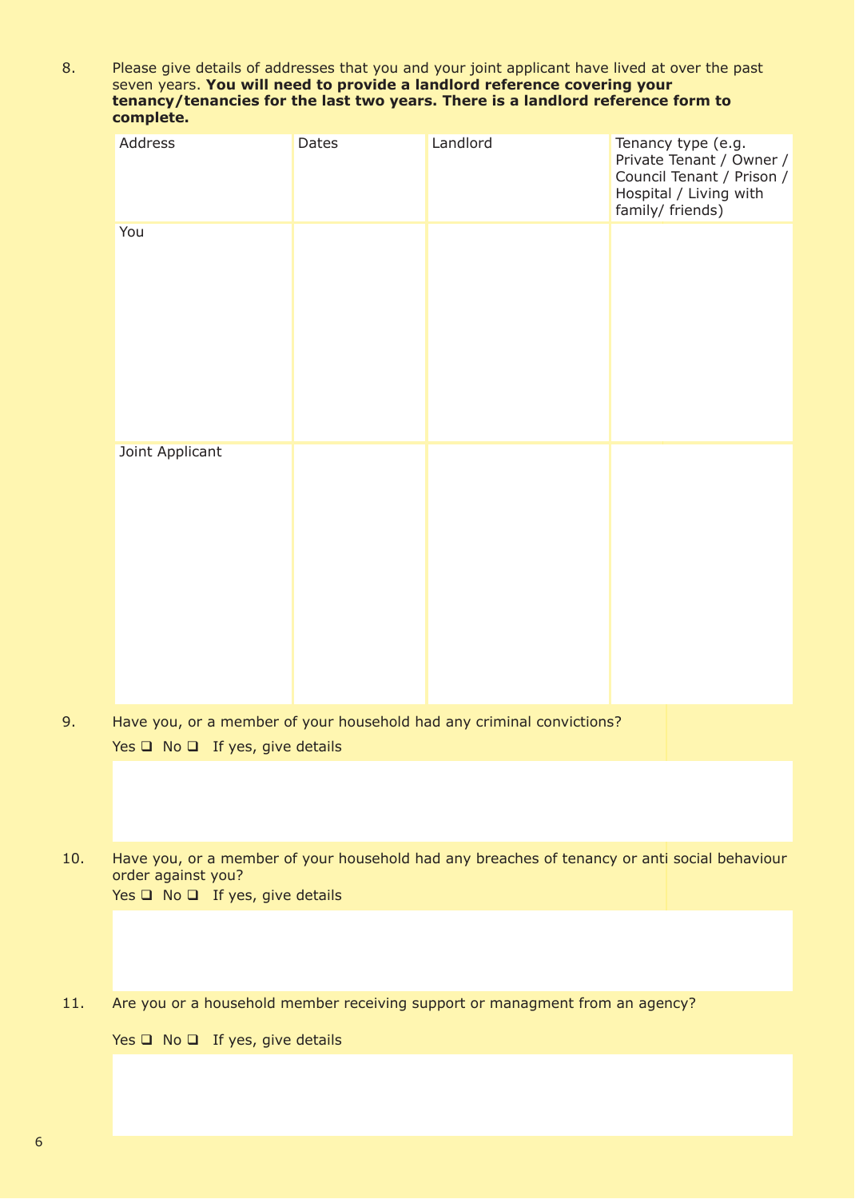8. Please give details of addresses that you and your joint applicant have lived at over the past seven years. **You will need to provide a landlord reference covering your tenancy/tenancies for the last two years. There is a landlord reference form to complete.**

| Address | Dates | Landlord | Tenancy type (e.g. Private Tenant / Owner / Council Tenant / Prison / Hospital / Living with family/ friends) |
|---|---|---|---|
| You | | | |
| Joint Applicant | | | |

9. Have you, or a member of your household had any criminal convictions?

   Yes ❑ No ❑ If yes, give details

10. Have you, or a member of your household had any breaches of tenancy or anti social behaviour order against you?

    Yes ❑ No ❑ If yes, give details

11. Are you or a household member receiving support or managment from an agency?

    Yes ❑ No ❑ If yes, give details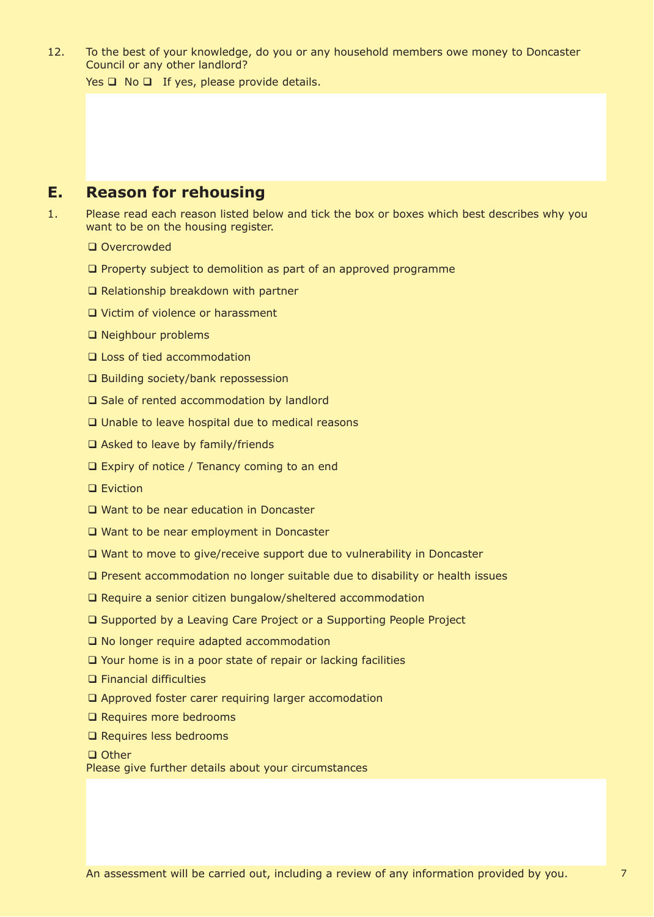12. To the best of your knowledge, do you or any household members owe money to Doncaster Council or any other landlord?

    Yes ❑ No ❑ If yes, please provide details.

## E. Reason for rehousing

1. Please read each reason listed below and tick the box or boxes which best describes why you want to be on the housing register.

   - ❑ Overcrowded
   - ❑ Property subject to demolition as part of an approved programme
   - ❑ Relationship breakdown with partner
   - ❑ Victim of violence or harassment
   - ❑ Neighbour problems
   - ❑ Loss of tied accommodation
   - ❑ Building society/bank repossession
   - ❑ Sale of rented accommodation by landlord
   - ❑ Unable to leave hospital due to medical reasons
   - ❑ Asked to leave by family/friends
   - ❑ Expiry of notice / Tenancy coming to an end
   - ❑ Eviction
   - ❑ Want to be near education in Doncaster
   - ❑ Want to be near employment in Doncaster
   - ❑ Want to move to give/receive support due to vulnerability in Doncaster
   - ❑ Present accommodation no longer suitable due to disability or health issues
   - ❑ Require a senior citizen bungalow/sheltered accommodation
   - ❑ Supported by a Leaving Care Project or a Supporting People Project
   - ❑ No longer require adapted accommodation
   - ❑ Your home is in a poor state of repair or lacking facilities
   - ❑ Financial difficulties
   - ❑ Approved foster carer requiring larger accomodation
   - ❑ Requires more bedrooms
   - ❑ Requires less bedrooms
   - ❑ Other

   Please give further details about your circumstances

   An assessment will be carried out, including a review of any information provided by you.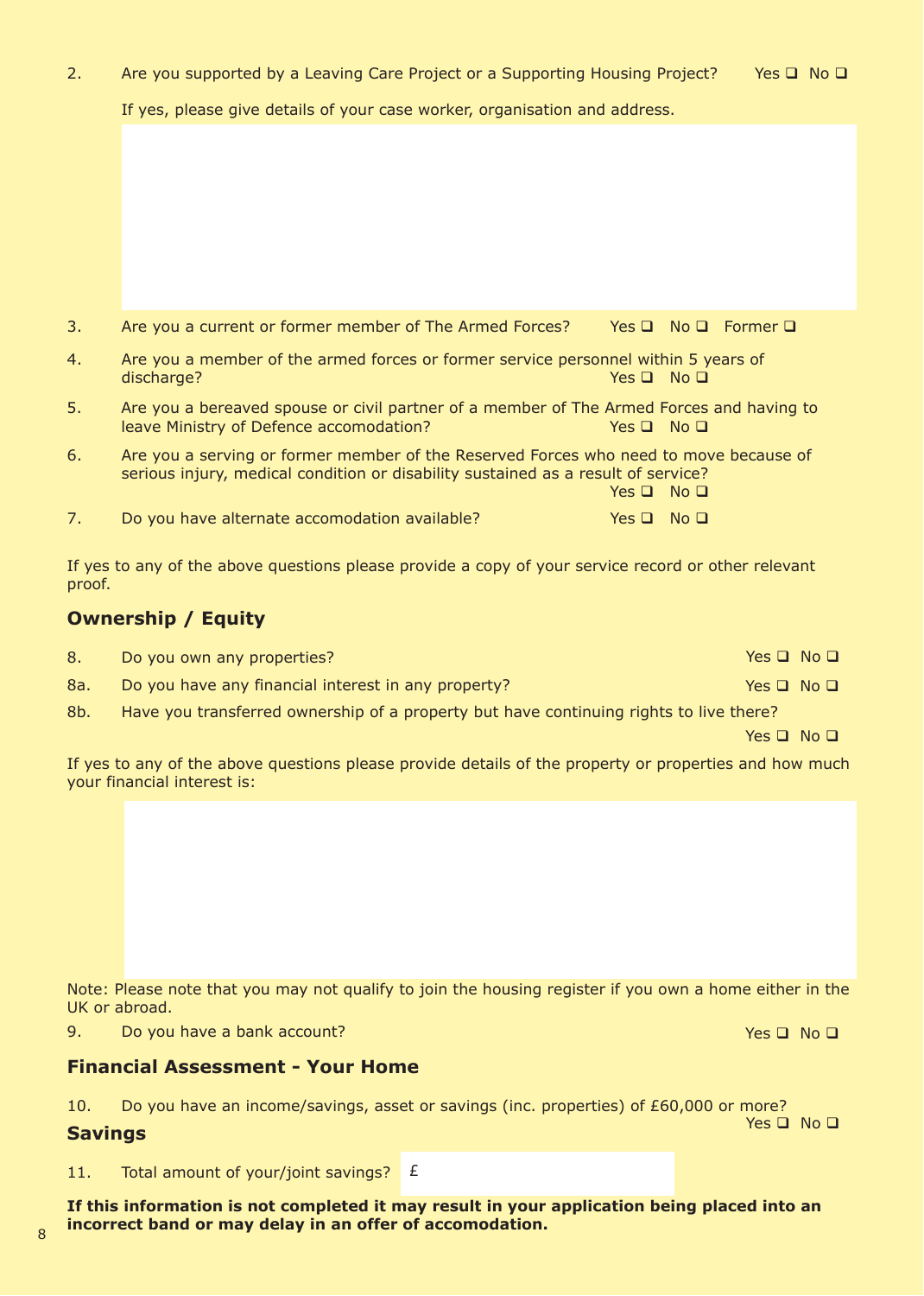2. Are you supported by a Leaving Care Project or a Supporting Housing Project? Yes ❑ No ❑

   If yes, please give details of your case worker, organisation and address.

3. Are you a current or former member of The Armed Forces? Yes ❑ No ❑ Former ❑

4. Are you a member of the armed forces or former service personnel within 5 years of discharge? Yes ❑ No ❑

5. Are you a bereaved spouse or civil partner of a member of The Armed Forces and having to leave Ministry of Defence accomodation? Yes ❑ No ❑

6. Are you a serving or former member of the Reserved Forces who need to move because of serious injury, medical condition or disability sustained as a result of service? Yes ❑ No ❑

7. Do you have alternate accomodation available? Yes ❑ No ❑

If yes to any of the above questions please provide a copy of your service record or other relevant proof.

## Ownership / Equity

8. Do you own any properties? Yes ❑ No ❑

8a. Do you have any financial interest in any property? Yes ❑ No ❑

8b. Have you transferred ownership of a property but have continuing rights to live there? Yes ❑ No ❑

If yes to any of the above questions please provide details of the property or properties and how much your financial interest is:

Note: Please note that you may not qualify to join the housing register if you own a home either in the UK or abroad.

9. Do you have a bank account? Yes ❑ No ❑

## Financial Assessment - Your Home

10. Do you have an income/savings, asset or savings (inc. properties) of £60,000 or more? Yes ❑ No ❑

## Savings

11. Total amount of your/joint savings? £

**If this information is not completed it may result in your application being placed into an incorrect band or may delay in an offer of accomodation.**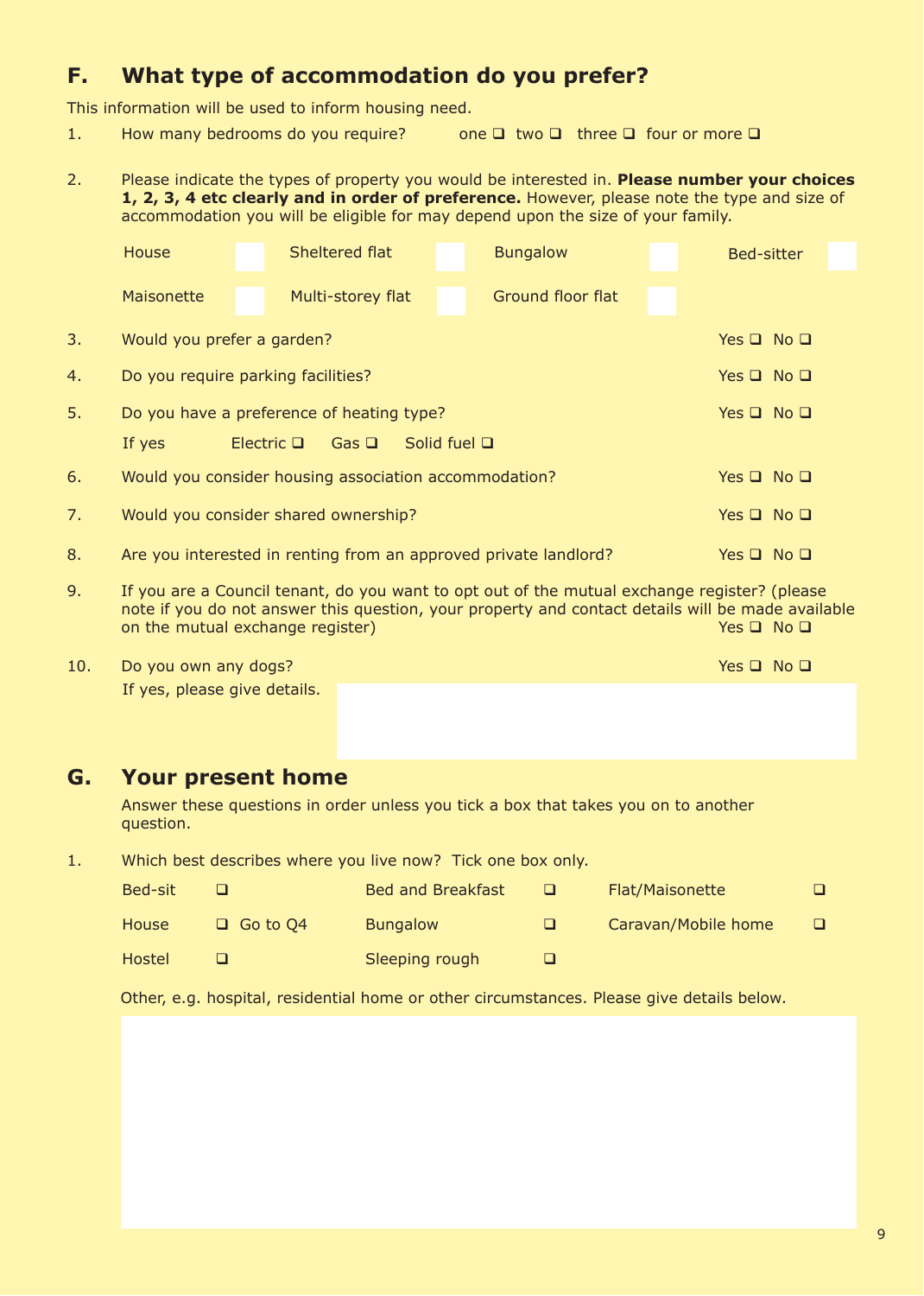## F. What type of accommodation do you prefer?

This information will be used to inform housing need.

1. How many bedrooms do you require? one ❑ two ❑ three ❑ four or more ❑

2. Please indicate the types of property you would be interested in. **Please number your choices 1, 2, 3, 4 etc clearly and in order of preference.** However, please note the type and size of accommodation you will be eligible for may depend upon the size of your family.

| | | | | | | | |
|---|---|---|---|---|---|---|---|
| House | | Sheltered flat | | Bungalow | | Bed-sitter | |
| Maisonette | | Multi-storey flat | | Ground floor flat | | | |

3. Would you prefer a garden? Yes ❑ No ❑

4. Do you require parking facilities? Yes ❑ No ❑

5. Do you have a preference of heating type? Yes ❑ No ❑

   If yes Electric ❑ Gas ❑ Solid fuel ❑

6. Would you consider housing association accommodation? Yes ❑ No ❑

7. Would you consider shared ownership? Yes ❑ No ❑

8. Are you interested in renting from an approved private landlord? Yes ❑ No ❑

9. If you are a Council tenant, do you want to opt out of the mutual exchange register? (please note if you do not answer this question, your property and contact details will be made available on the mutual exchange register) Yes ❑ No ❑

10. Do you own any dogs? Yes ❑ No ❑

    If yes, please give details.

## G. Your present home

Answer these questions in order unless you tick a box that takes you on to another question.

1. Which best describes where you live now? Tick one box only.

| | | | | | |
|---|---|---|---|---|---|
| Bed-sit | ❑ | Bed and Breakfast | ❑ | Flat/Maisonette | ❑ |
| House | ❑ Go to Q4 | Bungalow | ❑ | Caravan/Mobile home | ❑ |
| Hostel | ❑ | Sleeping rough | ❑ | | |

Other, e.g. hospital, residential home or other circumstances. Please give details below.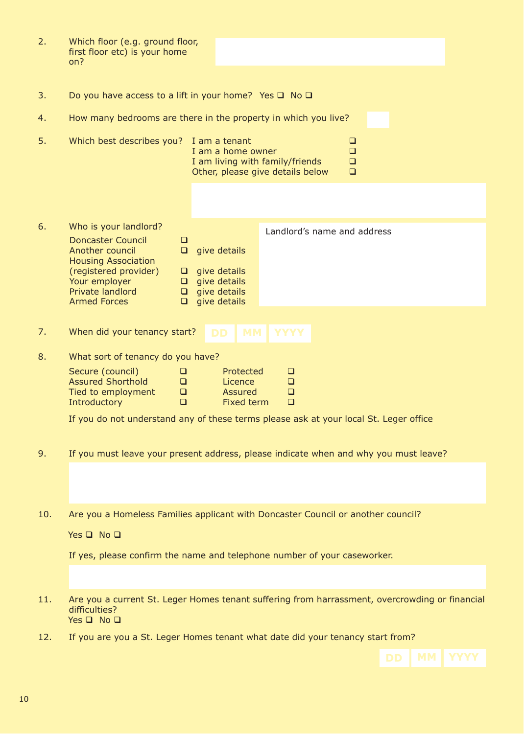2. Which floor (e.g. ground floor, first floor etc) is your home on?

3. Do you have access to a lift in your home? Yes ❑ No ❑

4. How many bedrooms are there in the property in which you live?

5. Which best describes you?
   - I am a tenant ❑
   - I am a home owner ❑
   - I am living with family/friends ❑
   - Other, please give details below ❑

6. Who is your landlord?

| | | | Landlord's name and address |
|---|---|---|---|
| Doncaster Council | ❑ | | |
| Another council | ❑ | give details | |
| Housing Association (registered provider) | ❑ | give details | |
| Your employer | ❑ | give details | |
| Private landlord | ❑ | give details | |
| Armed Forces | ❑ | give details | |

7. When did your tenancy start? DD MM YYYY

8. What sort of tenancy do you have?

| | | | |
|---|---|---|---|
| Secure (council) | ❑ | Protected | ❑ |
| Assured Shorthold | ❑ | Licence | ❑ |
| Tied to employment | ❑ | Assured | ❑ |
| Introductory | ❑ | Fixed term | ❑ |

   If you do not understand any of these terms please ask at your local St. Leger office

9. If you must leave your present address, please indicate when and why you must leave?

10. Are you a Homeless Families applicant with Doncaster Council or another council?

    Yes ❑ No ❑

    If yes, please confirm the name and telephone number of your caseworker.

11. Are you a current St. Leger Homes tenant suffering from harrassment, overcrowding or financial difficulties?
    Yes ❑ No ❑

12. If you are you a St. Leger Homes tenant what date did your tenancy start from?

    DD MM YYYY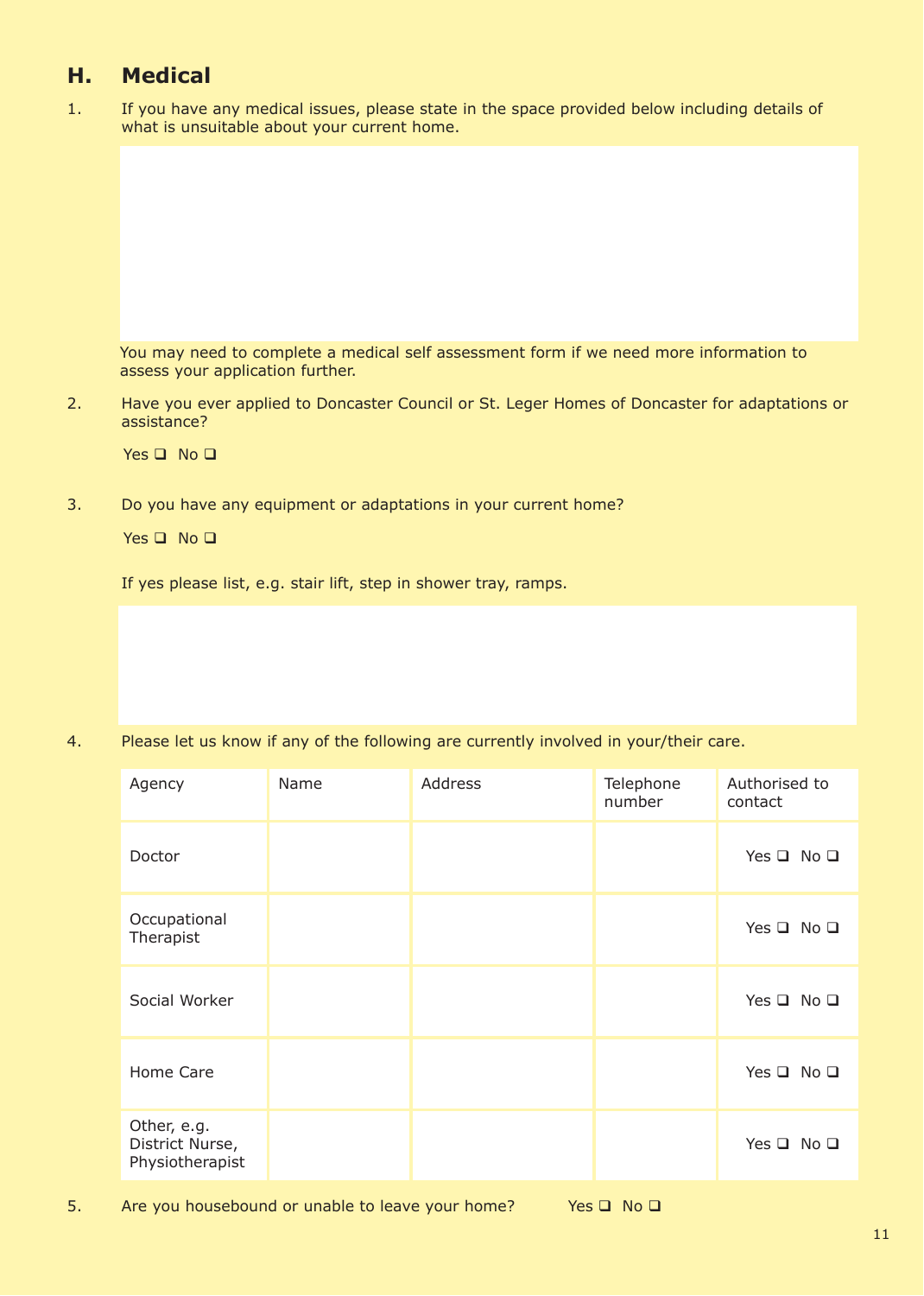## H. Medical

1. If you have any medical issues, please state in the space provided below including details of what is unsuitable about your current home.

   You may need to complete a medical self assessment form if we need more information to assess your application further.

2. Have you ever applied to Doncaster Council or St. Leger Homes of Doncaster for adaptations or assistance?

   Yes ❑ No ❑

3. Do you have any equipment or adaptations in your current home?

   Yes ❑ No ❑

   If yes please list, e.g. stair lift, step in shower tray, ramps.

4. Please let us know if any of the following are currently involved in your/their care.

| Agency | Name | Address | Telephone number | Authorised to contact |
|---|---|---|---|---|
| Doctor | | | | Yes ❑ No ❑ |
| Occupational Therapist | | | | Yes ❑ No ❑ |
| Social Worker | | | | Yes ❑ No ❑ |
| Home Care | | | | Yes ❑ No ❑ |
| Other, e.g. District Nurse, Physiotherapist | | | | Yes ❑ No ❑ |

5. Are you housebound or unable to leave your home? Yes ❑ No ❑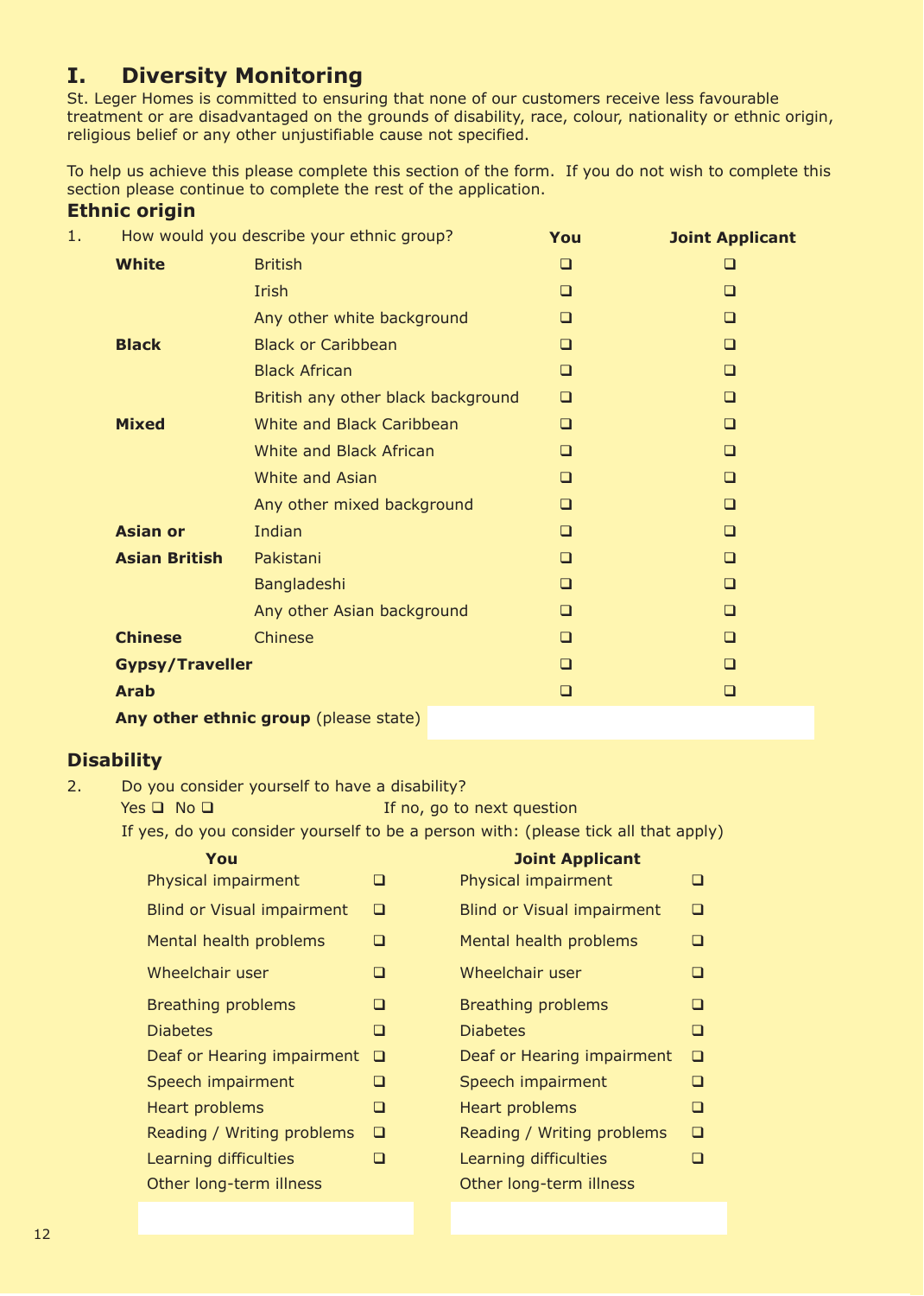## I. Diversity Monitoring

St. Leger Homes is committed to ensuring that none of our customers receive less favourable treatment or are disadvantaged on the grounds of disability, race, colour, nationality or ethnic origin, religious belief or any other unjustifiable cause not specified.

To help us achieve this please complete this section of the form. If you do not wish to complete this section please continue to complete the rest of the application.

### Ethnic origin

1. How would you describe your ethnic group?

| | | You | Joint Applicant |
|---|---|---|---|
| **White** | British | ❑ | ❑ |
| | Irish | ❑ | ❑ |
| | Any other white background | ❑ | ❑ |
| **Black** | Black or Caribbean | ❑ | ❑ |
| | Black African | ❑ | ❑ |
| | British any other black background | ❑ | ❑ |
| **Mixed** | White and Black Caribbean | ❑ | ❑ |
| | White and Black African | ❑ | ❑ |
| | White and Asian | ❑ | ❑ |
| | Any other mixed background | ❑ | ❑ |
| **Asian or Asian British** | Indian | ❑ | ❑ |
| | Pakistani | ❑ | ❑ |
| | Bangladeshi | ❑ | ❑ |
| | Any other Asian background | ❑ | ❑ |
| **Chinese** | Chinese | ❑ | ❑ |
| **Gypsy/Traveller** | | ❑ | ❑ |
| **Arab** | | ❑ | ❑ |

**Any other ethnic group** (please state)

### Disability

2. Do you consider yourself to have a disability?

Yes ❑ No ❑ If no, go to next question

If yes, do you consider yourself to be a person with: (please tick all that apply)

| You | | Joint Applicant | |
|---|---|---|---|
| Physical impairment | ❑ | Physical impairment | ❑ |
| Blind or Visual impairment | ❑ | Blind or Visual impairment | ❑ |
| Mental health problems | ❑ | Mental health problems | ❑ |
| Wheelchair user | ❑ | Wheelchair user | ❑ |
| Breathing problems | ❑ | Breathing problems | ❑ |
| Diabetes | ❑ | Diabetes | ❑ |
| Deaf or Hearing impairment | ❑ | Deaf or Hearing impairment | ❑ |
| Speech impairment | ❑ | Speech impairment | ❑ |
| Heart problems | ❑ | Heart problems | ❑ |
| Reading / Writing problems | ❑ | Reading / Writing problems | ❑ |
| Learning difficulties | ❑ | Learning difficulties | ❑ |
| Other long-term illness | | Other long-term illness | |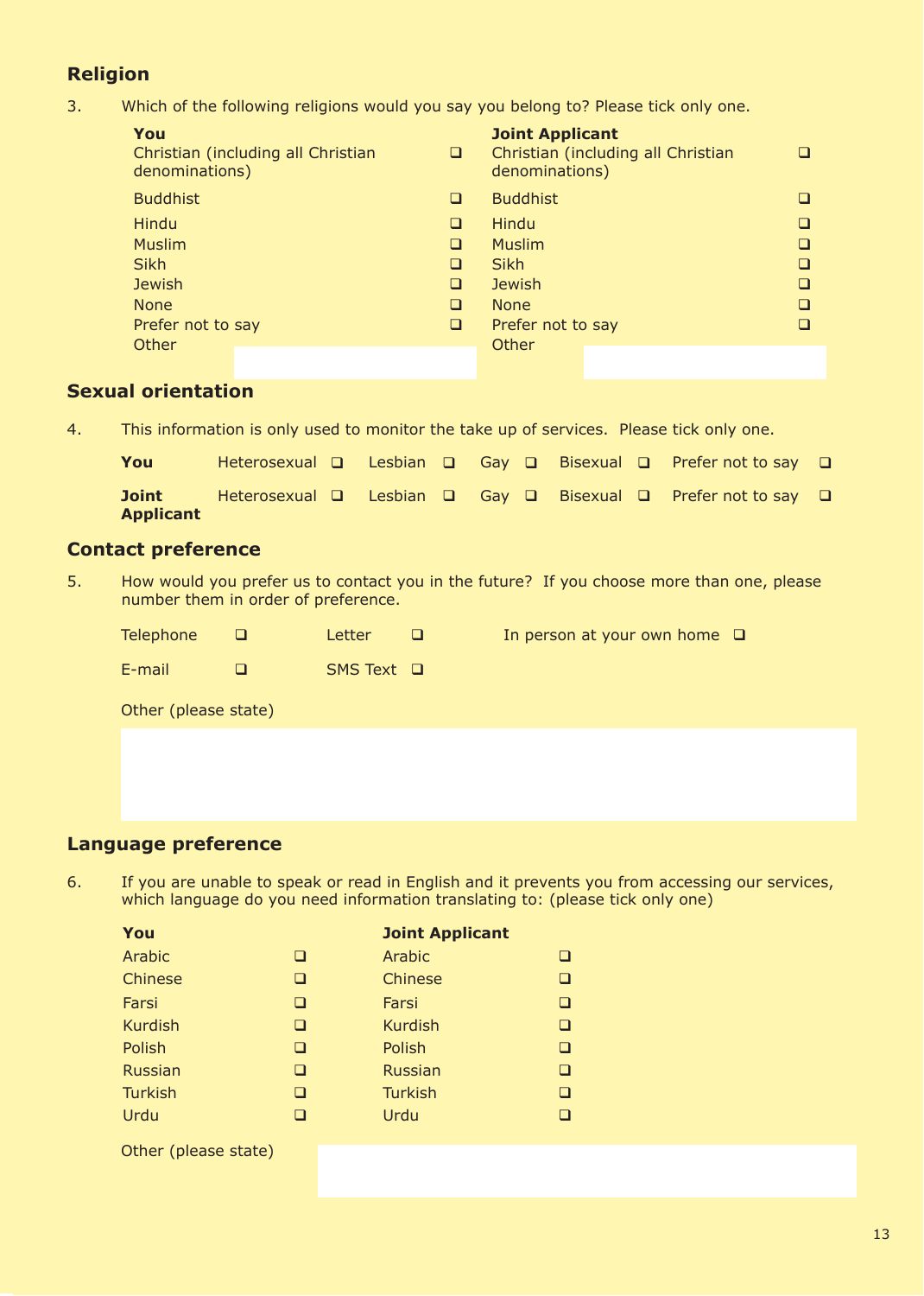## Religion

3. Which of the following religions would you say you belong to? Please tick only one.

| You | | Joint Applicant | |
|---|---|---|---|
| Christian (including all Christian denominations) | ❑ | Christian (including all Christian denominations) | ❑ |
| Buddhist | ❑ | Buddhist | ❑ |
| Hindu | ❑ | Hindu | ❑ |
| Muslim | ❑ | Muslim | ❑ |
| Sikh | ❑ | Sikh | ❑ |
| Jewish | ❑ | Jewish | ❑ |
| None | ❑ | None | ❑ |
| Prefer not to say | ❑ | Prefer not to say | ❑ |
| Other | | Other | |

## Sexual orientation

4. This information is only used to monitor the take up of services. Please tick only one.

| | | | | | |
|---|---|---|---|---|---|
| **You** | Heterosexual ❑ | Lesbian ❑ | Gay ❑ | Bisexual ❑ | Prefer not to say ❑ |
| **Joint Applicant** | Heterosexual ❑ | Lesbian ❑ | Gay ❑ | Bisexual ❑ | Prefer not to say ❑ |

## Contact preference

5. How would you prefer us to contact you in the future? If you choose more than one, please number them in order of preference.

Telephone ❑ Letter ❑ In person at your own home ❑

E-mail ❑ SMS Text ❑

Other (please state)

## Language preference

6. If you are unable to speak or read in English and it prevents you from accessing our services, which language do you need information translating to: (please tick only one)

| You | | Joint Applicant | |
|---|---|---|---|
| Arabic | ❑ | Arabic | ❑ |
| Chinese | ❑ | Chinese | ❑ |
| Farsi | ❑ | Farsi | ❑ |
| Kurdish | ❑ | Kurdish | ❑ |
| Polish | ❑ | Polish | ❑ |
| Russian | ❑ | Russian | ❑ |
| Turkish | ❑ | Turkish | ❑ |
| Urdu | ❑ | Urdu | ❑ |

Other (please state)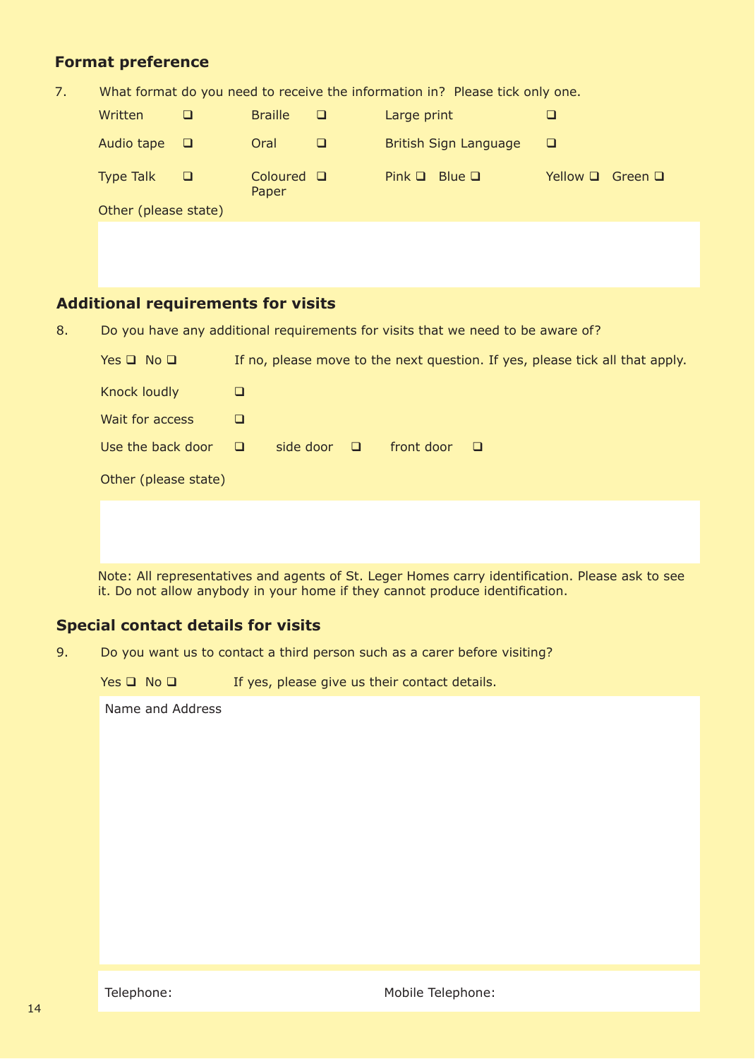## Format preference

7. What format do you need to receive the information in? Please tick only one.

| | | | | | | | |
|---|---|---|---|---|---|---|---|
| Written | ❑ | Braille | ❑ | Large print | | ❑ | |
| Audio tape | ❑ | Oral | ❑ | British Sign Language | | ❑ | |
| Type Talk | ❑ | Coloured Paper | ❑ | Pink ❑ | Blue ❑ | Yellow ❑ | Green ❑ |

Other (please state)

## Additional requirements for visits

8. Do you have any additional requirements for visits that we need to be aware of?

Yes ❑ No ❑ If no, please move to the next question. If yes, please tick all that apply.

Knock loudly ❑

Wait for access ❑

Use the back door ❑ side door ❑ front door ❑

Other (please state)

Note: All representatives and agents of St. Leger Homes carry identification. Please ask to see it. Do not allow anybody in your home if they cannot produce identification.

## Special contact details for visits

9. Do you want us to contact a third person such as a carer before visiting?

Yes ❑ No ❑ If yes, please give us their contact details.

Name and Address

Telephone: Mobile Telephone: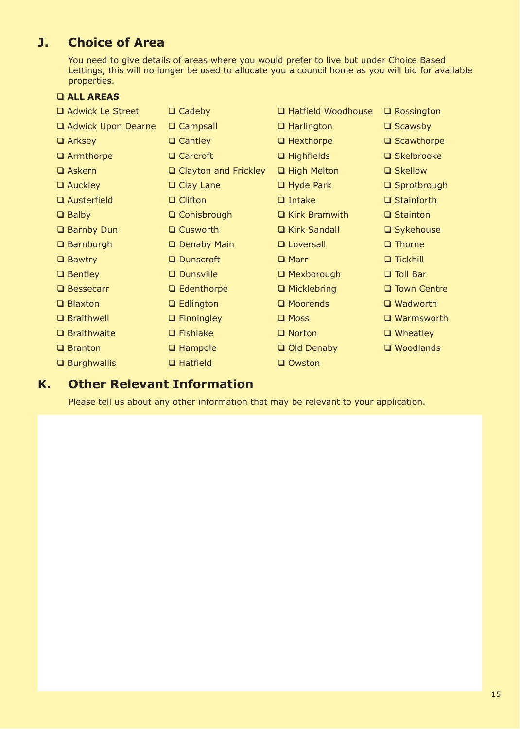## J. Choice of Area

You need to give details of areas where you would prefer to live but under Choice Based Lettings, this will no longer be used to allocate you a council home as you will bid for available properties.

❑ **ALL AREAS**

❑ Adwick Le Street
❑ Adwick Upon Dearne
❑ Arksey
❑ Armthorpe
❑ Askern
❑ Auckley
❑ Austerfield
❑ Balby
❑ Barnby Dun
❑ Barnburgh
❑ Bawtry
❑ Bentley
❑ Bessecarr
❑ Blaxton
❑ Braithwell
❑ Braithwaite
❑ Branton
❑ Burghwallis
❑ Cadeby
❑ Campsall
❑ Cantley
❑ Carcroft
❑ Clayton and Frickley
❑ Clay Lane
❑ Clifton
❑ Conisbrough
❑ Cusworth
❑ Denaby Main
❑ Dunscroft
❑ Dunsville
❑ Edenthorpe
❑ Edlington
❑ Finningley
❑ Fishlake
❑ Hampole
❑ Hatfield
❑ Hatfield Woodhouse
❑ Harlington
❑ Hexthorpe
❑ Highfields
❑ High Melton
❑ Hyde Park
❑ Intake
❑ Kirk Bramwith
❑ Kirk Sandall
❑ Loversall
❑ Marr
❑ Mexborough
❑ Micklebring
❑ Moorends
❑ Moss
❑ Norton
❑ Old Denaby
❑ Owston
❑ Rossington
❑ Scawsby
❑ Scawthorpe
❑ Skelbrooke
❑ Skellow
❑ Sprotbrough
❑ Stainforth
❑ Stainton
❑ Sykehouse
❑ Thorne
❑ Tickhill
❑ Toll Bar
❑ Town Centre
❑ Wadworth
❑ Warmsworth
❑ Wheatley
❑ Woodlands

## K. Other Relevant Information

Please tell us about any other information that may be relevant to your application.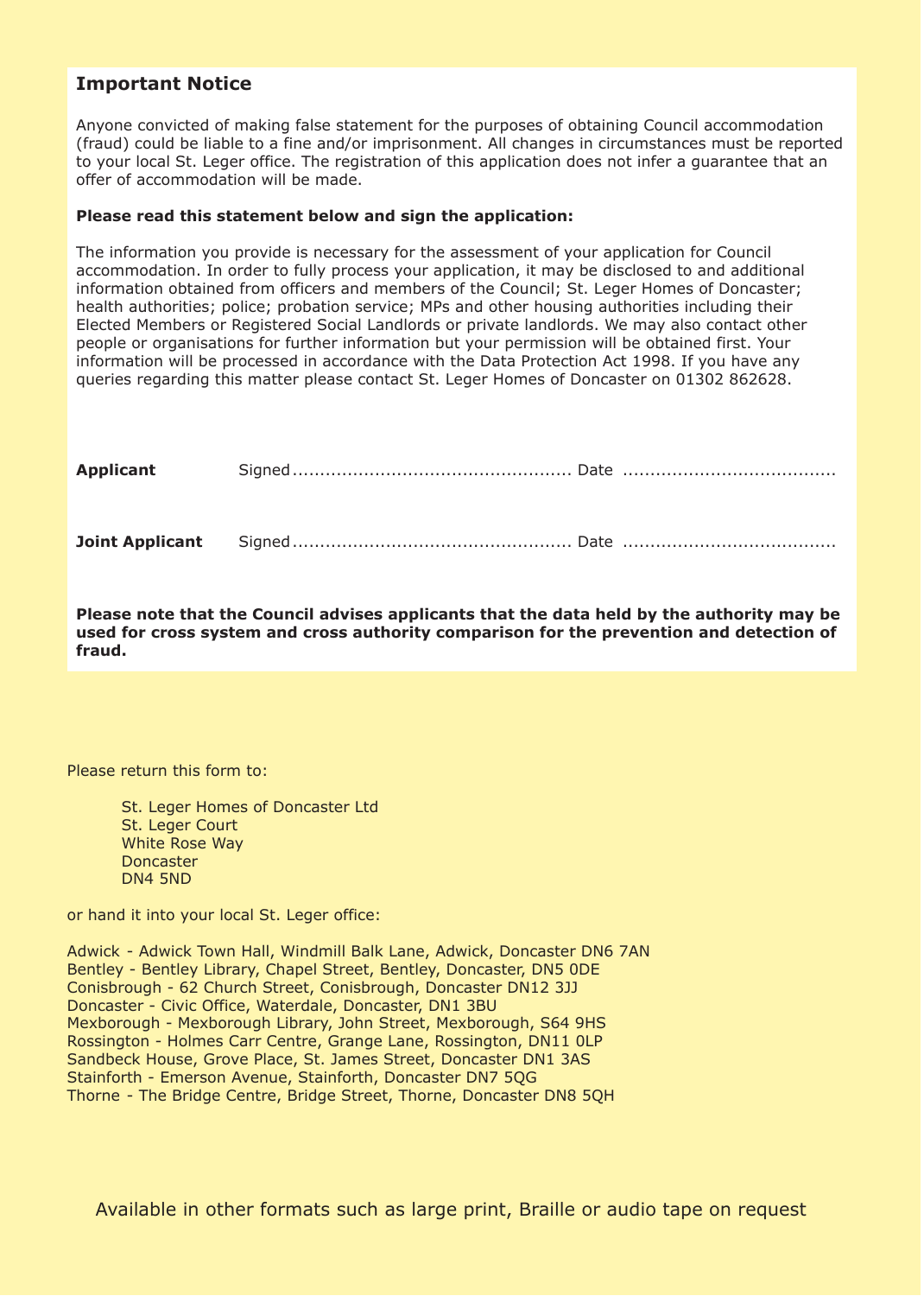## Important Notice

Anyone convicted of making false statement for the purposes of obtaining Council accommodation (fraud) could be liable to a fine and/or imprisonment. All changes in circumstances must be reported to your local St. Leger office. The registration of this application does not infer a guarantee that an offer of accommodation will be made.

**Please read this statement below and sign the application:**

The information you provide is necessary for the assessment of your application for Council accommodation. In order to fully process your application, it may be disclosed to and additional information obtained from officers and members of the Council; St. Leger Homes of Doncaster; health authorities; police; probation service; MPs and other housing authorities including their Elected Members or Registered Social Landlords or private landlords. We may also contact other people or organisations for further information but your permission will be obtained first. Your information will be processed in accordance with the Data Protection Act 1998. If you have any queries regarding this matter please contact St. Leger Homes of Doncaster on 01302 862628.

**Applicant** Signed.................................................. Date ......................................

**Joint Applicant** Signed.................................................. Date ......................................

**Please note that the Council advises applicants that the data held by the authority may be used for cross system and cross authority comparison for the prevention and detection of fraud.**

Please return this form to:

St. Leger Homes of Doncaster Ltd
St. Leger Court
White Rose Way
Doncaster
DN4 5ND

or hand it into your local St. Leger office:

Adwick - Adwick Town Hall, Windmill Balk Lane, Adwick, Doncaster DN6 7AN
Bentley - Bentley Library, Chapel Street, Bentley, Doncaster, DN5 0DE
Conisbrough - 62 Church Street, Conisbrough, Doncaster DN12 3JJ
Doncaster - Civic Office, Waterdale, Doncaster, DN1 3BU
Mexborough - Mexborough Library, John Street, Mexborough, S64 9HS
Rossington - Holmes Carr Centre, Grange Lane, Rossington, DN11 0LP
Sandbeck House, Grove Place, St. James Street, Doncaster DN1 3AS
Stainforth - Emerson Avenue, Stainforth, Doncaster DN7 5QG
Thorne - The Bridge Centre, Bridge Street, Thorne, Doncaster DN8 5QH

Available in other formats such as large print, Braille or audio tape on request